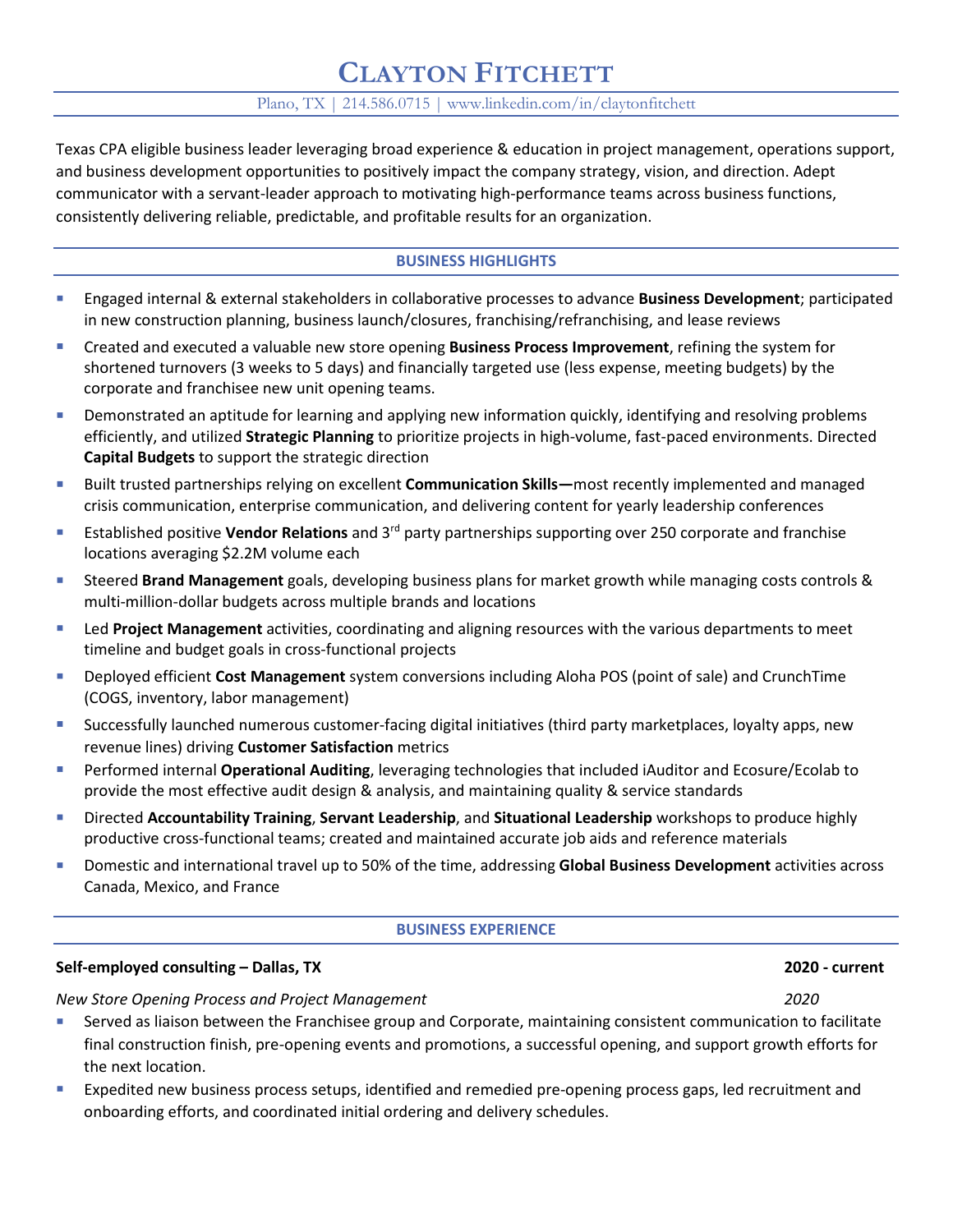# CLAYTON FITCHETT

Plano, TX | 214.586.0715 | www.linkedin.com/in/claytonfitchett

Texas CPA eligible business leader leveraging broad experience & education in project management, operations support, and business development opportunities to positively impact the company strategy, vision, and direction. Adept communicator with a servant-leader approach to motivating high-performance teams across business functions, consistently delivering reliable, predictable, and profitable results for an organization.

## BUSINESS HIGHLIGHTS

- Engaged internal & external stakeholders in collaborative processes to advance **Business Development**; participated in new construction planning, business launch/closures, franchising/refranchising, and lease reviews
- Created and executed a valuable new store opening **Business Process Improvement**, refining the system for shortened turnovers (3 weeks to 5 days) and financially targeted use (less expense, meeting budgets) by the corporate and franchisee new unit opening teams.
- Demonstrated an aptitude for learning and applying new information quickly, identifying and resolving problems efficiently, and utilized **Strategic Planning** to prioritize projects in high-volume, fast-paced environments. Directed **Capital Budgets** to support the strategic direction
- Built trusted partnerships relying on excellent **Communication Skills—**most recently implemented and managed crisis communication, enterprise communication, and delivering content for yearly leadership conferences
- Established positive **Vendor Relations** and 3rd party partnerships supporting over 250 corporate and franchise locations averaging $2.2M volume each
- Steered **Brand Management** goals, developing business plans for market growth while managing costs controls & multi-million-dollar budgets across multiple brands and locations
- Led **Project Management** activities, coordinating and aligning resources with the various departments to meet timeline and budget goals in cross-functional projects
- Deployed efficient **Cost Management** system conversions including Aloha POS (point of sale) and CrunchTime (COGS, inventory, labor management)
- Successfully launched numerous customer-facing digital initiatives (third party marketplaces, loyalty apps, new revenue lines) driving **Customer Satisfaction** metrics
- Performed internal **Operational Auditing**, leveraging technologies that included iAuditor and Ecosure/Ecolab to provide the most effective audit design & analysis, and maintaining quality & service standards
- Directed **Accountability Training**, **Servant Leadership**, and **Situational Leadership** workshops to produce highly productive cross-functional teams; created and maintained accurate job aids and reference materials
- Domestic and international travel up to 50% of the time, addressing **Global Business Development** activities across Canada, Mexico, and France

## BUSINESS EXPERIENCE

**Self-employed consulting – Dallas, TX** **2020 - current**

*New Store Opening Process and Project Management* *2020*

- Served as liaison between the Franchisee group and Corporate, maintaining consistent communication to facilitate final construction finish, pre-opening events and promotions, a successful opening, and support growth efforts for the next location.
- Expedited new business process setups, identified and remedied pre-opening process gaps, led recruitment and onboarding efforts, and coordinated initial ordering and delivery schedules.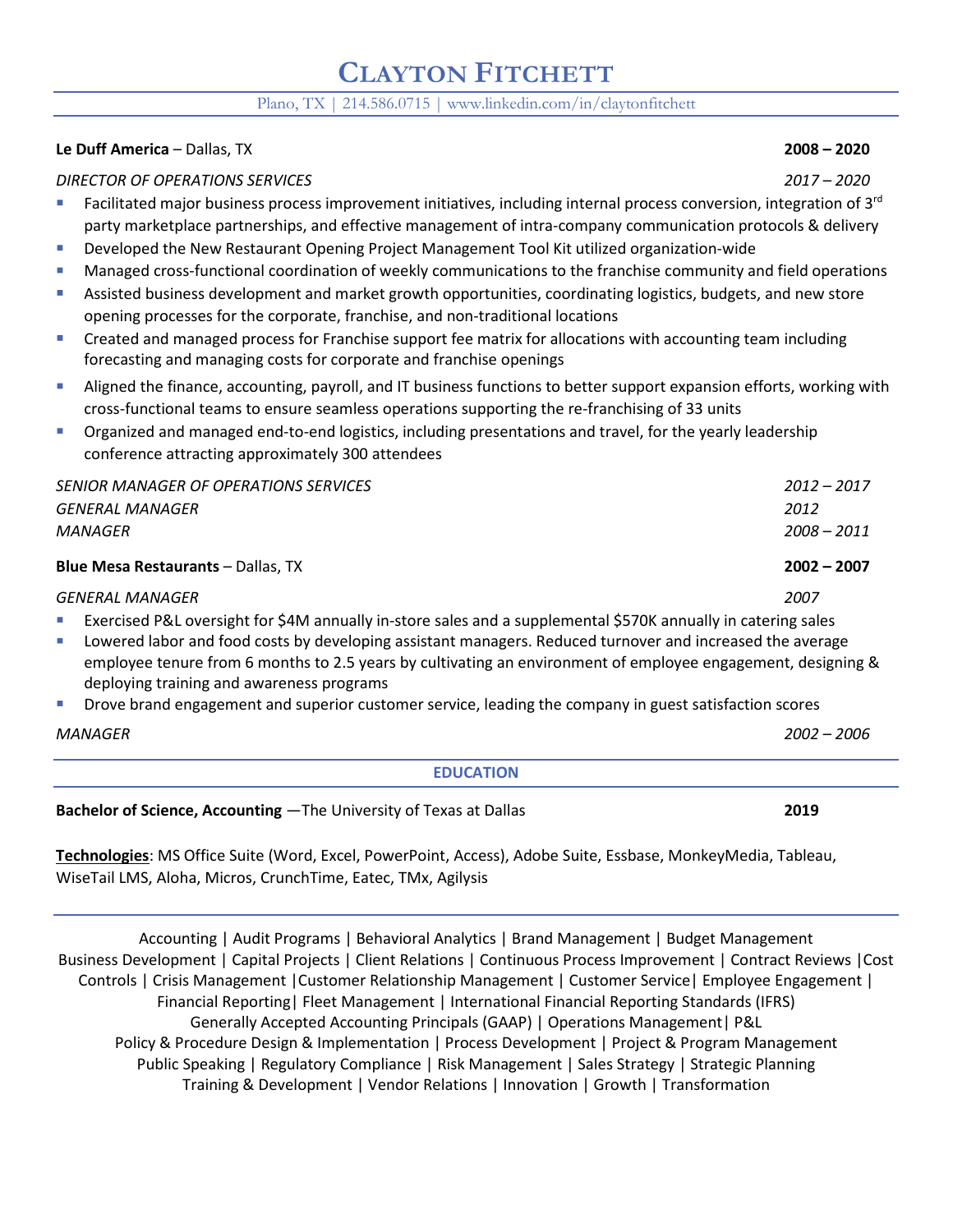# Clayton Fitchett

Plano, TX | 214.586.0715 | www.linkedin.com/in/claytonfitchett

**Le Duff America** – Dallas, TX **2008 – 2020**

*DIRECTOR OF OPERATIONS SERVICES* *2017 – 2020*

- Facilitated major business process improvement initiatives, including internal process conversion, integration of 3rd party marketplace partnerships, and effective management of intra-company communication protocols & delivery
- Developed the New Restaurant Opening Project Management Tool Kit utilized organization-wide
- Managed cross-functional coordination of weekly communications to the franchise community and field operations
- Assisted business development and market growth opportunities, coordinating logistics, budgets, and new store opening processes for the corporate, franchise, and non-traditional locations
- Created and managed process for Franchise support fee matrix for allocations with accounting team including forecasting and managing costs for corporate and franchise openings
- Aligned the finance, accounting, payroll, and IT business functions to better support expansion efforts, working with cross-functional teams to ensure seamless operations supporting the re-franchising of 33 units
- Organized and managed end-to-end logistics, including presentations and travel, for the yearly leadership conference attracting approximately 300 attendees

*SENIOR MANAGER OF OPERATIONS SERVICES* *2012 – 2017*

*GENERAL MANAGER* *2012*

*MANAGER* *2008 – 2011*

**Blue Mesa Restaurants** – Dallas, TX **2002 – 2007**

*GENERAL MANAGER* *2007*

- Exercised P&L oversight for $4M annually in-store sales and a supplemental $570K annually in catering sales
- Lowered labor and food costs by developing assistant managers. Reduced turnover and increased the average employee tenure from 6 months to 2.5 years by cultivating an environment of employee engagement, designing & deploying training and awareness programs
- Drove brand engagement and superior customer service, leading the company in guest satisfaction scores

*MANAGER* *2002 – 2006*

## EDUCATION

**Bachelor of Science, Accounting** —The University of Texas at Dallas **2019**

**Technologies**: MS Office Suite (Word, Excel, PowerPoint, Access), Adobe Suite, Essbase, MonkeyMedia, Tableau, WiseTail LMS, Aloha, Micros, CrunchTime, Eatec, TMx, Agilysis

Accounting | Audit Programs | Behavioral Analytics | Brand Management | Budget Management
Business Development | Capital Projects | Client Relations | Continuous Process Improvement | Contract Reviews |Cost Controls | Crisis Management |Customer Relationship Management | Customer Service| Employee Engagement |
Financial Reporting| Fleet Management | International Financial Reporting Standards (IFRS)
Generally Accepted Accounting Principals (GAAP) | Operations Management| P&L
Policy & Procedure Design & Implementation | Process Development | Project & Program Management
Public Speaking | Regulatory Compliance | Risk Management | Sales Strategy | Strategic Planning
Training & Development | Vendor Relations | Innovation | Growth | Transformation